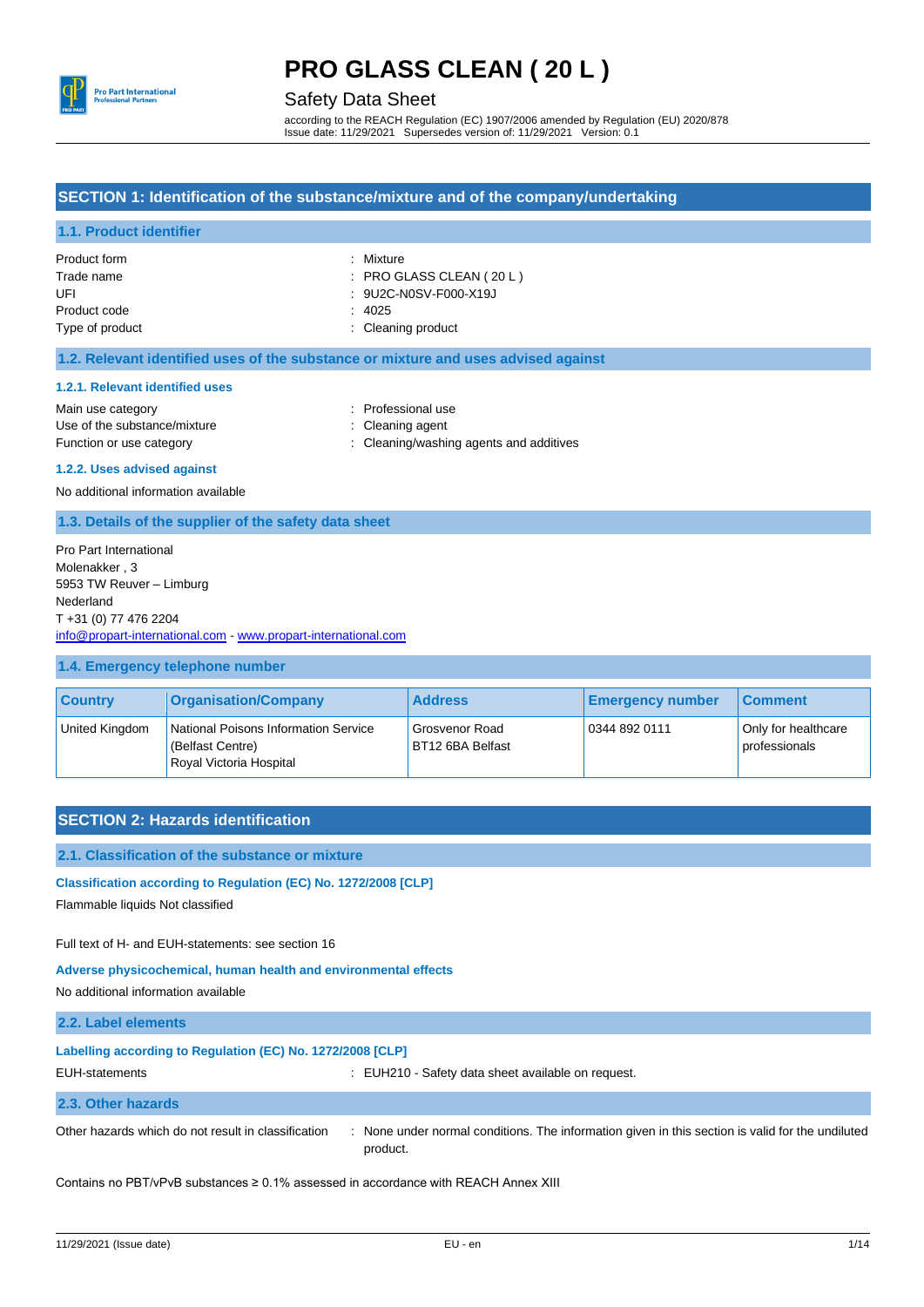# PRO GLASS CLEAN ( 20 L )

Safety Data Sheet

according to the REACH Regulation (EC) 1907/2006 amended by Regulation (EU) 2020/878
Issue date: 11/29/2021 Supersedes version of: 11/29/2021 Version: 0.1

## SECTION 1: Identification of the substance/mixture and of the company/undertaking

### 1.1. Product identifier

| | |
|---|---|
| Product form | : Mixture |
| Trade name | : PRO GLASS CLEAN ( 20 L ) |
| UFI | : 9U2C-N0SV-F000-X19J |
| Product code | : 4025 |
| Type of product | : Cleaning product |

### 1.2. Relevant identified uses of the substance or mixture and uses advised against

#### 1.2.1. Relevant identified uses

| | |
|---|---|
| Main use category | : Professional use |
| Use of the substance/mixture | : Cleaning agent |
| Function or use category | : Cleaning/washing agents and additives |

#### 1.2.2. Uses advised against

No additional information available

### 1.3. Details of the supplier of the safety data sheet

Pro Part International
Molenakker , 3
5953 TW Reuver – Limburg
Nederland
T +31 (0) 77 476 2204
info@propart-international.com - www.propart-international.com

### 1.4. Emergency telephone number

| Country | Organisation/Company | Address | Emergency number | Comment |
|---|---|---|---|---|
| United Kingdom | National Poisons Information Service (Belfast Centre) Royal Victoria Hospital | Grosvenor Road BT12 6BA Belfast | 0344 892 0111 | Only for healthcare professionals |

## SECTION 2: Hazards identification

### 2.1. Classification of the substance or mixture

**Classification according to Regulation (EC) No. 1272/2008 [CLP]**

Flammable liquids Not classified

Full text of H- and EUH-statements: see section 16

**Adverse physicochemical, human health and environmental effects**

No additional information available

### 2.2. Label elements

**Labelling according to Regulation (EC) No. 1272/2008 [CLP]**

| | |
|---|---|
| EUH-statements | : EUH210 - Safety data sheet available on request. |

### 2.3. Other hazards

| | |
|---|---|
| Other hazards which do not result in classification | : None under normal conditions. The information given in this section is valid for the undiluted product. |

Contains no PBT/vPvB substances ≥ 0.1% assessed in accordance with REACH Annex XIII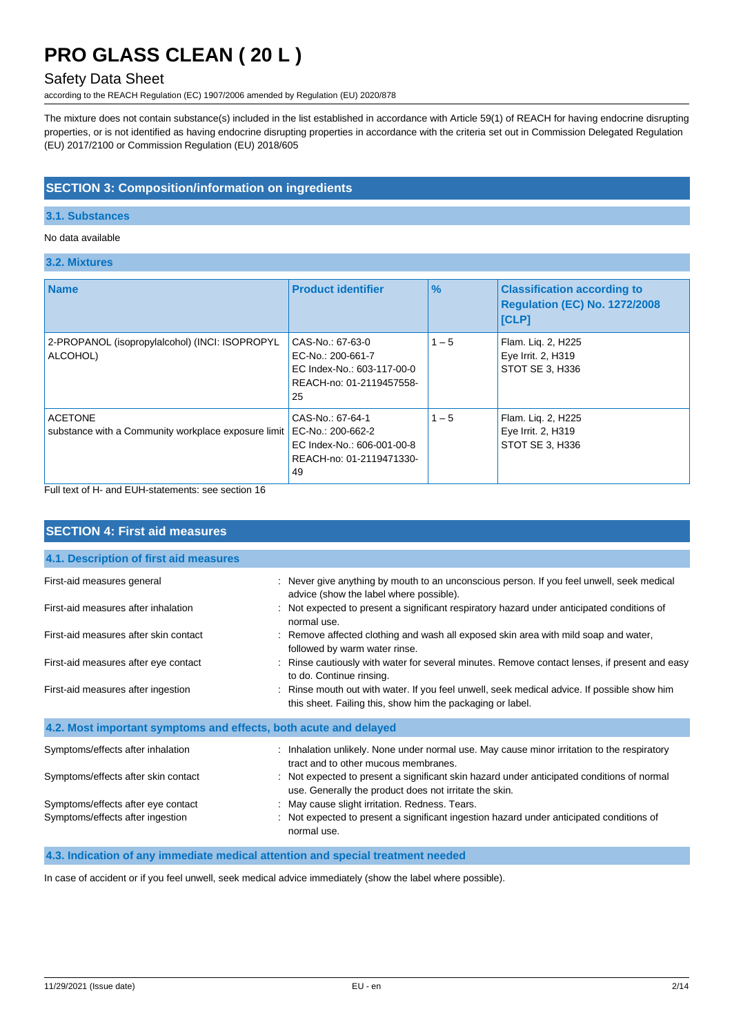The mixture does not contain substance(s) included in the list established in accordance with Article 59(1) of REACH for having endocrine disrupting properties, or is not identified as having endocrine disrupting properties in accordance with the criteria set out in Commission Delegated Regulation (EU) 2017/2100 or Commission Regulation (EU) 2018/605

## SECTION 3: Composition/information on ingredients

### 3.1. Substances

No data available

### 3.2. Mixtures

| Name | Product identifier | % | Classification according to Regulation (EC) No. 1272/2008 [CLP] |
|---|---|---|---|
| 2-PROPANOL (isopropylalcohol) (INCI: ISOPROPYL ALCOHOL) | CAS-No.: 67-63-0<br>EC-No.: 200-661-7<br>EC Index-No.: 603-117-00-0<br>REACH-no: 01-2119457558-25 | 1 – 5 | Flam. Liq. 2, H225<br>Eye Irrit. 2, H319<br>STOT SE 3, H336 |
| ACETONE<br>substance with a Community workplace exposure limit | CAS-No.: 67-64-1<br>EC-No.: 200-662-2<br>EC Index-No.: 606-001-00-8<br>REACH-no: 01-2119471330-49 | 1 – 5 | Flam. Liq. 2, H225<br>Eye Irrit. 2, H319<br>STOT SE 3, H336 |

Full text of H- and EUH-statements: see section 16

## SECTION 4: First aid measures

### 4.1. Description of first aid measures

First-aid measures general : Never give anything by mouth to an unconscious person. If you feel unwell, seek medical advice (show the label where possible).

First-aid measures after inhalation : Not expected to present a significant respiratory hazard under anticipated conditions of normal use.

First-aid measures after skin contact : Remove affected clothing and wash all exposed skin area with mild soap and water, followed by warm water rinse.

First-aid measures after eye contact : Rinse cautiously with water for several minutes. Remove contact lenses, if present and easy to do. Continue rinsing.

First-aid measures after ingestion : Rinse mouth out with water. If you feel unwell, seek medical advice. If possible show him this sheet. Failing this, show him the packaging or label.

### 4.2. Most important symptoms and effects, both acute and delayed

Symptoms/effects after inhalation : Inhalation unlikely. None under normal use. May cause minor irritation to the respiratory tract and to other mucous membranes.

Symptoms/effects after skin contact : Not expected to present a significant skin hazard under anticipated conditions of normal use. Generally the product does not irritate the skin.

Symptoms/effects after eye contact : May cause slight irritation. Redness. Tears.

Symptoms/effects after ingestion : Not expected to present a significant ingestion hazard under anticipated conditions of normal use.

### 4.3. Indication of any immediate medical attention and special treatment needed

In case of accident or if you feel unwell, seek medical advice immediately (show the label where possible).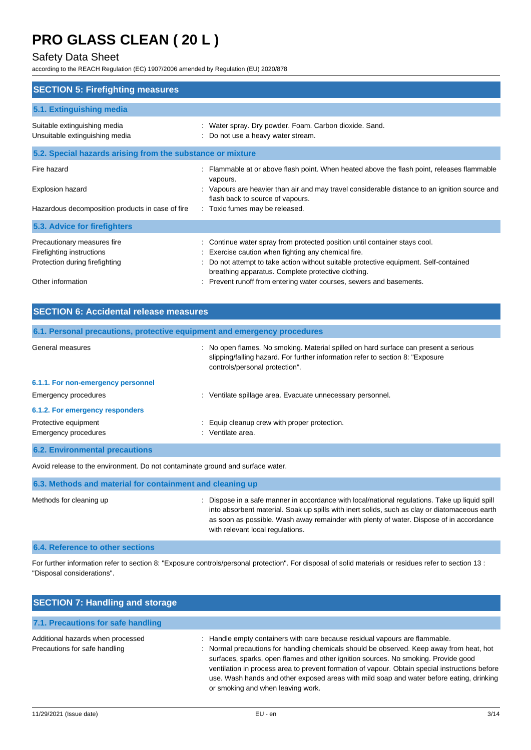## SECTION 5: Firefighting measures

### 5.1. Extinguishing media

| | |
|---|---|
| Suitable extinguishing media | : Water spray. Dry powder. Foam. Carbon dioxide. Sand. |
| Unsuitable extinguishing media | : Do not use a heavy water stream. |

### 5.2. Special hazards arising from the substance or mixture

| | |
|---|---|
| Fire hazard | : Flammable at or above flash point. When heated above the flash point, releases flammable vapours. |
| Explosion hazard | : Vapours are heavier than air and may travel considerable distance to an ignition source and flash back to source of vapours. |
| Hazardous decomposition products in case of fire | : Toxic fumes may be released. |

### 5.3. Advice for firefighters

| | |
|---|---|
| Precautionary measures fire | : Continue water spray from protected position until container stays cool. |
| Firefighting instructions | : Exercise caution when fighting any chemical fire. |
| Protection during firefighting | : Do not attempt to take action without suitable protective equipment. Self-contained breathing apparatus. Complete protective clothing. |
| Other information | : Prevent runoff from entering water courses, sewers and basements. |

## SECTION 6: Accidental release measures

### 6.1. Personal precautions, protective equipment and emergency procedures

| | |
|---|---|
| General measures | : No open flames. No smoking. Material spilled on hard surface can present a serious slipping/falling hazard. For further information refer to section 8: "Exposure controls/personal protection". |

#### 6.1.1. For non-emergency personnel

| | |
|---|---|
| Emergency procedures | : Ventilate spillage area. Evacuate unnecessary personnel. |

#### 6.1.2. For emergency responders

| | |
|---|---|
| Protective equipment | : Equip cleanup crew with proper protection. |
| Emergency procedures | : Ventilate area. |

### 6.2. Environmental precautions

Avoid release to the environment. Do not contaminate ground and surface water.

### 6.3. Methods and material for containment and cleaning up

| | |
|---|---|
| Methods for cleaning up | : Dispose in a safe manner in accordance with local/national regulations. Take up liquid spill into absorbent material. Soak up spills with inert solids, such as clay or diatomaceous earth as soon as possible. Wash away remainder with plenty of water. Dispose of in accordance with relevant local regulations. |

### 6.4. Reference to other sections

For further information refer to section 8: "Exposure controls/personal protection". For disposal of solid materials or residues refer to section 13 : "Disposal considerations".

## SECTION 7: Handling and storage

### 7.1. Precautions for safe handling

| | |
|---|---|
| Additional hazards when processed | : Handle empty containers with care because residual vapours are flammable. |
| Precautions for safe handling | : Normal precautions for handling chemicals should be observed. Keep away from heat, hot surfaces, sparks, open flames and other ignition sources. No smoking. Provide good ventilation in process area to prevent formation of vapour. Obtain special instructions before use. Wash hands and other exposed areas with mild soap and water before eating, drinking or smoking and when leaving work. |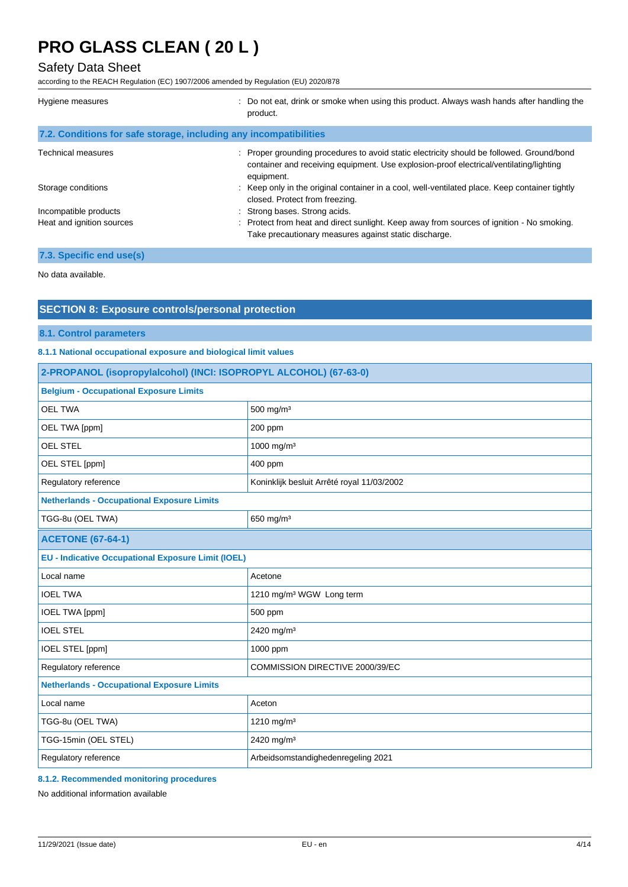| | |
|---|---|
| Hygiene measures | : Do not eat, drink or smoke when using this product. Always wash hands after handling the product. |

### 7.2. Conditions for safe storage, including any incompatibilities

| | |
|---|---|
| Technical measures | : Proper grounding procedures to avoid static electricity should be followed. Ground/bond container and receiving equipment. Use explosion-proof electrical/ventilating/lighting equipment. |
| Storage conditions | : Keep only in the original container in a cool, well-ventilated place. Keep container tightly closed. Protect from freezing. |
| Incompatible products | : Strong bases. Strong acids. |
| Heat and ignition sources | : Protect from heat and direct sunlight. Keep away from sources of ignition - No smoking. Take precautionary measures against static discharge. |

### 7.3. Specific end use(s)

No data available.

## SECTION 8: Exposure controls/personal protection

### 8.1. Control parameters

#### 8.1.1 National occupational exposure and biological limit values

| 2-PROPANOL (isopropylalcohol) (INCI: ISOPROPYL ALCOHOL) (67-63-0) | |
|---|---|
| **Belgium - Occupational Exposure Limits** | |
| OEL TWA | 500 mg/m³ |
| OEL TWA [ppm] | 200 ppm |
| OEL STEL | 1000 mg/m³ |
| OEL STEL [ppm] | 400 ppm |
| Regulatory reference | Koninklijk besluit Arrêté royal 11/03/2002 |
| **Netherlands - Occupational Exposure Limits** | |
| TGG-8u (OEL TWA) | 650 mg/m³ |
| **ACETONE (67-64-1)** | |
| **EU - Indicative Occupational Exposure Limit (IOEL)** | |
| Local name | Acetone |
| IOEL TWA | 1210 mg/m³ WGW Long term |
| IOEL TWA [ppm] | 500 ppm |
| IOEL STEL | 2420 mg/m³ |
| IOEL STEL [ppm] | 1000 ppm |
| Regulatory reference | COMMISSION DIRECTIVE 2000/39/EC |
| **Netherlands - Occupational Exposure Limits** | |
| Local name | Aceton |
| TGG-8u (OEL TWA) | 1210 mg/m³ |
| TGG-15min (OEL STEL) | 2420 mg/m³ |
| Regulatory reference | Arbeidsomstandighedenregeling 2021 |

#### 8.1.2. Recommended monitoring procedures

No additional information available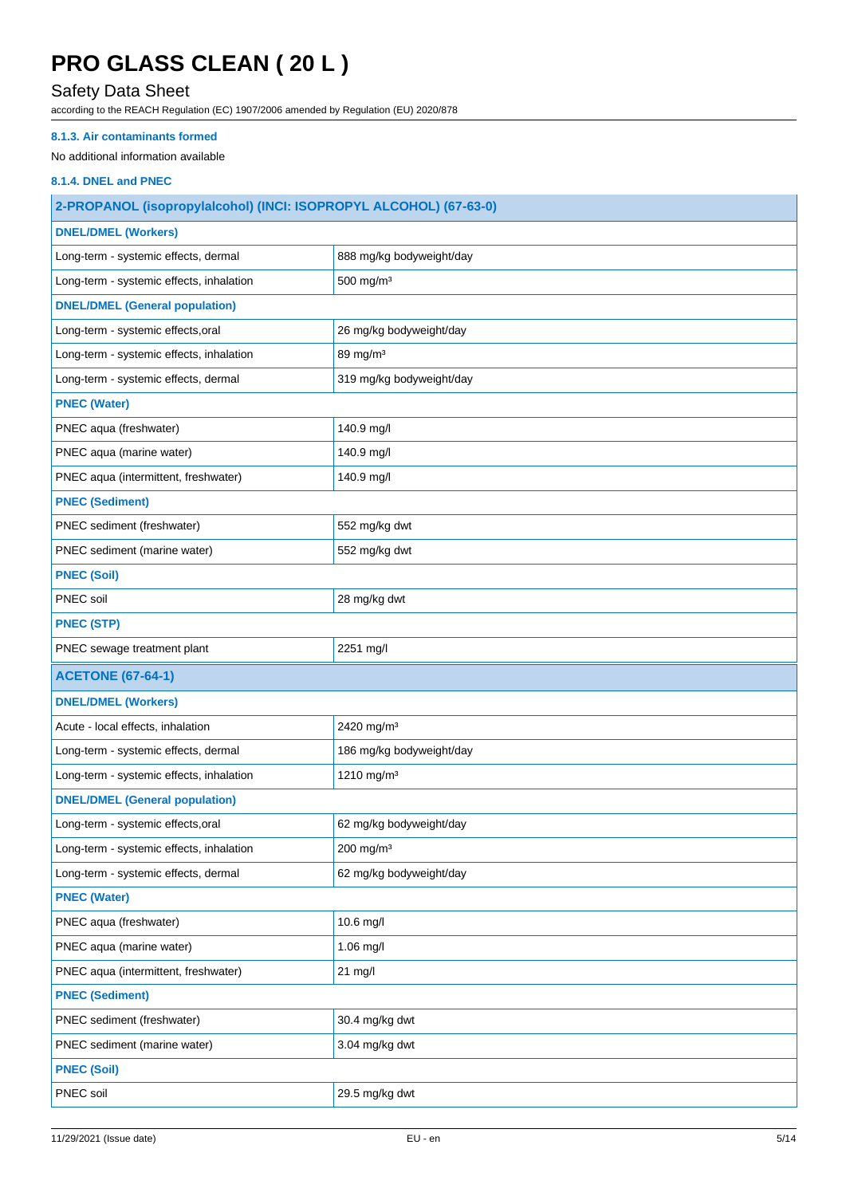#### 8.1.3. Air contaminants formed

No additional information available

#### 8.1.4. DNEL and PNEC

| 2-PROPANOL (isopropylalcohol) (INCI: ISOPROPYL ALCOHOL) (67-63-0) | |
|---|---|
| **DNEL/DMEL (Workers)** | |
| Long-term - systemic effects, dermal | 888 mg/kg bodyweight/day |
| Long-term - systemic effects, inhalation | 500 mg/m³ |
| **DNEL/DMEL (General population)** | |
| Long-term - systemic effects,oral | 26 mg/kg bodyweight/day |
| Long-term - systemic effects, inhalation | 89 mg/m³ |
| Long-term - systemic effects, dermal | 319 mg/kg bodyweight/day |
| **PNEC (Water)** | |
| PNEC aqua (freshwater) | 140.9 mg/l |
| PNEC aqua (marine water) | 140.9 mg/l |
| PNEC aqua (intermittent, freshwater) | 140.9 mg/l |
| **PNEC (Sediment)** | |
| PNEC sediment (freshwater) | 552 mg/kg dwt |
| PNEC sediment (marine water) | 552 mg/kg dwt |
| **PNEC (Soil)** | |
| PNEC soil | 28 mg/kg dwt |
| **PNEC (STP)** | |
| PNEC sewage treatment plant | 2251 mg/l |

| ACETONE (67-64-1) | |
|---|---|
| **DNEL/DMEL (Workers)** | |
| Acute - local effects, inhalation | 2420 mg/m³ |
| Long-term - systemic effects, dermal | 186 mg/kg bodyweight/day |
| Long-term - systemic effects, inhalation | 1210 mg/m³ |
| **DNEL/DMEL (General population)** | |
| Long-term - systemic effects,oral | 62 mg/kg bodyweight/day |
| Long-term - systemic effects, inhalation | 200 mg/m³ |
| Long-term - systemic effects, dermal | 62 mg/kg bodyweight/day |
| **PNEC (Water)** | |
| PNEC aqua (freshwater) | 10.6 mg/l |
| PNEC aqua (marine water) | 1.06 mg/l |
| PNEC aqua (intermittent, freshwater) | 21 mg/l |
| **PNEC (Sediment)** | |
| PNEC sediment (freshwater) | 30.4 mg/kg dwt |
| PNEC sediment (marine water) | 3.04 mg/kg dwt |
| **PNEC (Soil)** | |
| PNEC soil | 29.5 mg/kg dwt |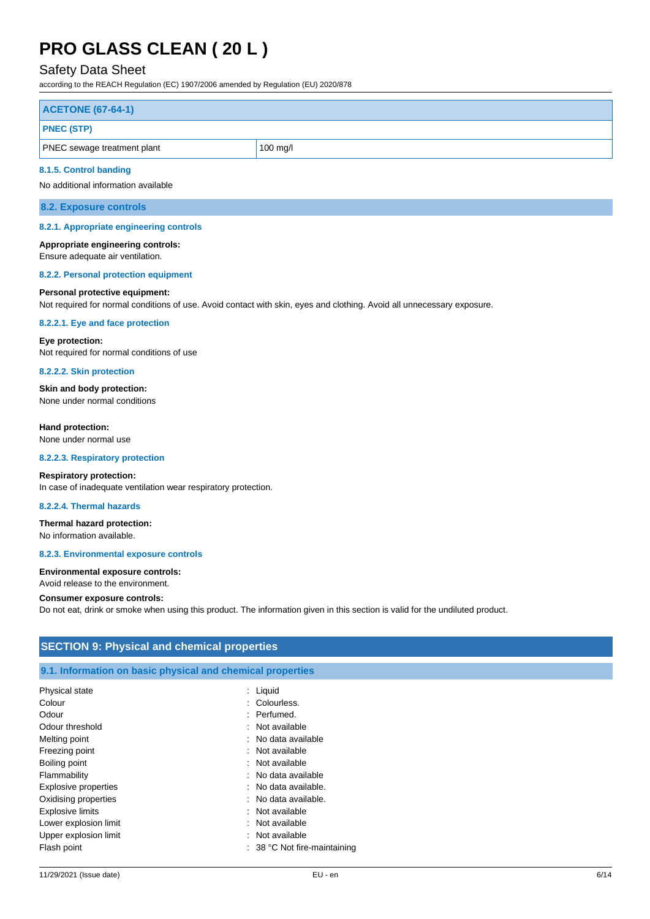| ACETONE (67-64-1) | |
|---|---|
| **PNEC (STP)** | |
| PNEC sewage treatment plant | 100 mg/l |

#### 8.1.5. Control banding

No additional information available

### 8.2. Exposure controls

#### 8.2.1. Appropriate engineering controls

**Appropriate engineering controls:**
Ensure adequate air ventilation.

#### 8.2.2. Personal protection equipment

**Personal protective equipment:**
Not required for normal conditions of use. Avoid contact with skin, eyes and clothing. Avoid all unnecessary exposure.

##### 8.2.2.1. Eye and face protection

**Eye protection:**
Not required for normal conditions of use

##### 8.2.2.2. Skin protection

**Skin and body protection:**
None under normal conditions

**Hand protection:**
None under normal use

##### 8.2.2.3. Respiratory protection

**Respiratory protection:**
In case of inadequate ventilation wear respiratory protection.

##### 8.2.2.4. Thermal hazards

**Thermal hazard protection:**
No information available.

#### 8.2.3. Environmental exposure controls

**Environmental exposure controls:**
Avoid release to the environment.

**Consumer exposure controls:**
Do not eat, drink or smoke when using this product. The information given in this section is valid for the undiluted product.

## SECTION 9: Physical and chemical properties

### 9.1. Information on basic physical and chemical properties

| | |
|---|---|
| Physical state | : Liquid |
| Colour | : Colourless. |
| Odour | : Perfumed. |
| Odour threshold | : Not available |
| Melting point | : No data available |
| Freezing point | : Not available |
| Boiling point | : Not available |
| Flammability | : No data available |
| Explosive properties | : No data available. |
| Oxidising properties | : No data available. |
| Explosive limits | : Not available |
| Lower explosion limit | : Not available |
| Upper explosion limit | : Not available |
| Flash point | : 38 °C Not fire-maintaining |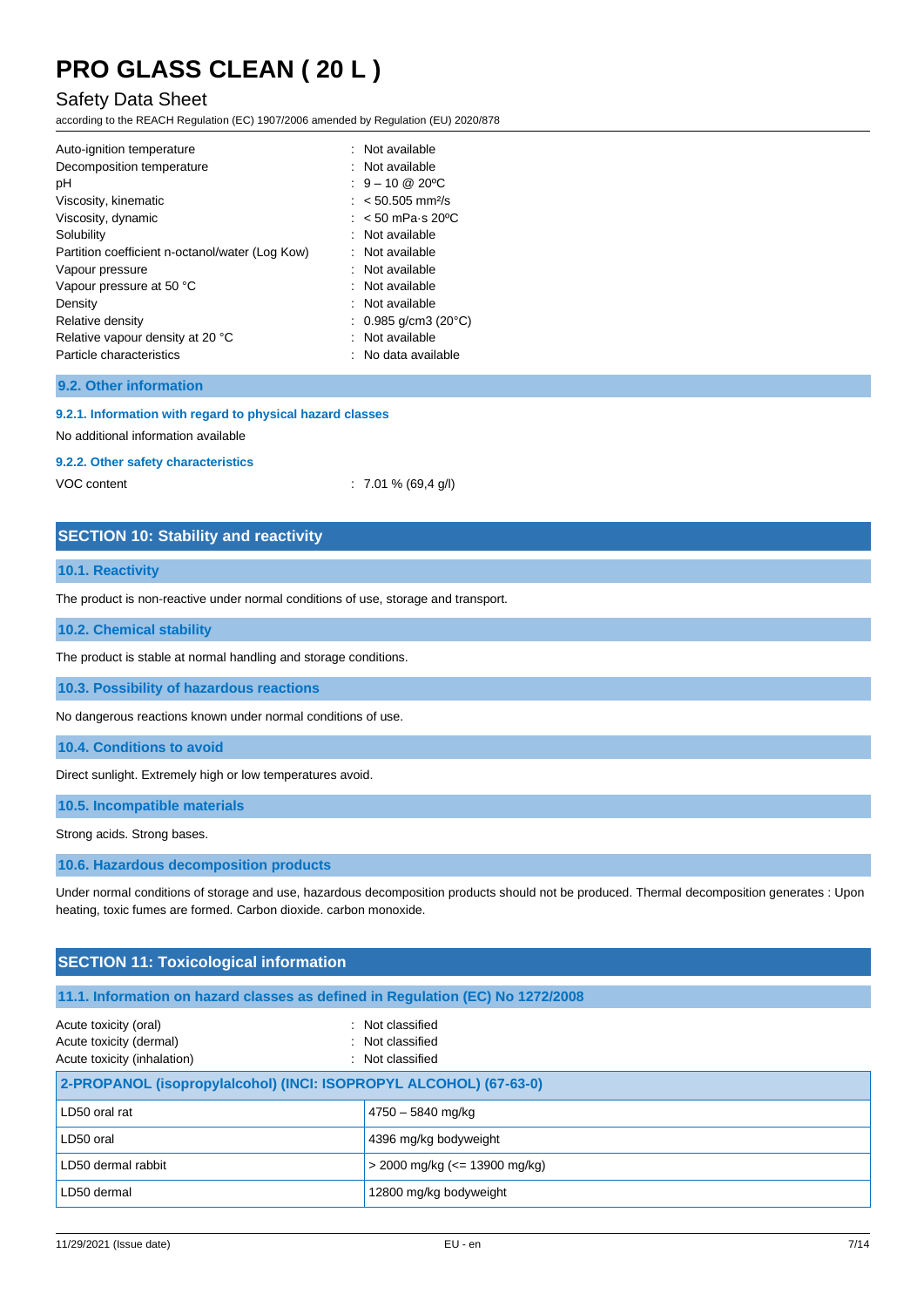| | |
|---|---|
| Auto-ignition temperature | : Not available |
| Decomposition temperature | : Not available |
| pH | : 9 – 10 @ 20ºC |
| Viscosity, kinematic | : < 50.505 mm²/s |
| Viscosity, dynamic | : < 50 mPa·s 20ºC |
| Solubility | : Not available |
| Partition coefficient n-octanol/water (Log Kow) | : Not available |
| Vapour pressure | : Not available |
| Vapour pressure at 50 °C | : Not available |
| Density | : Not available |
| Relative density | : 0.985 g/cm3 (20°C) |
| Relative vapour density at 20 °C | : Not available |
| Particle characteristics | : No data available |

### 9.2. Other information

#### 9.2.1. Information with regard to physical hazard classes

No additional information available

#### 9.2.2. Other safety characteristics

VOC content : 7.01 % (69,4 g/l)

## SECTION 10: Stability and reactivity

### 10.1. Reactivity

The product is non-reactive under normal conditions of use, storage and transport.

### 10.2. Chemical stability

The product is stable at normal handling and storage conditions.

### 10.3. Possibility of hazardous reactions

No dangerous reactions known under normal conditions of use.

### 10.4. Conditions to avoid

Direct sunlight. Extremely high or low temperatures avoid.

### 10.5. Incompatible materials

Strong acids. Strong bases.

### 10.6. Hazardous decomposition products

Under normal conditions of storage and use, hazardous decomposition products should not be produced. Thermal decomposition generates : Upon heating, toxic fumes are formed. Carbon dioxide. carbon monoxide.

## SECTION 11: Toxicological information

### 11.1. Information on hazard classes as defined in Regulation (EC) No 1272/2008

| | |
|---|---|
| Acute toxicity (oral) | : Not classified |
| Acute toxicity (dermal) | : Not classified |
| Acute toxicity (inhalation) | : Not classified |

| 2-PROPANOL (isopropylalcohol) (INCI: ISOPROPYL ALCOHOL) (67-63-0) | |
|---|---|
| LD50 oral rat | 4750 – 5840 mg/kg |
| LD50 oral | 4396 mg/kg bodyweight |
| LD50 dermal rabbit | > 2000 mg/kg (<= 13900 mg/kg) |
| LD50 dermal | 12800 mg/kg bodyweight |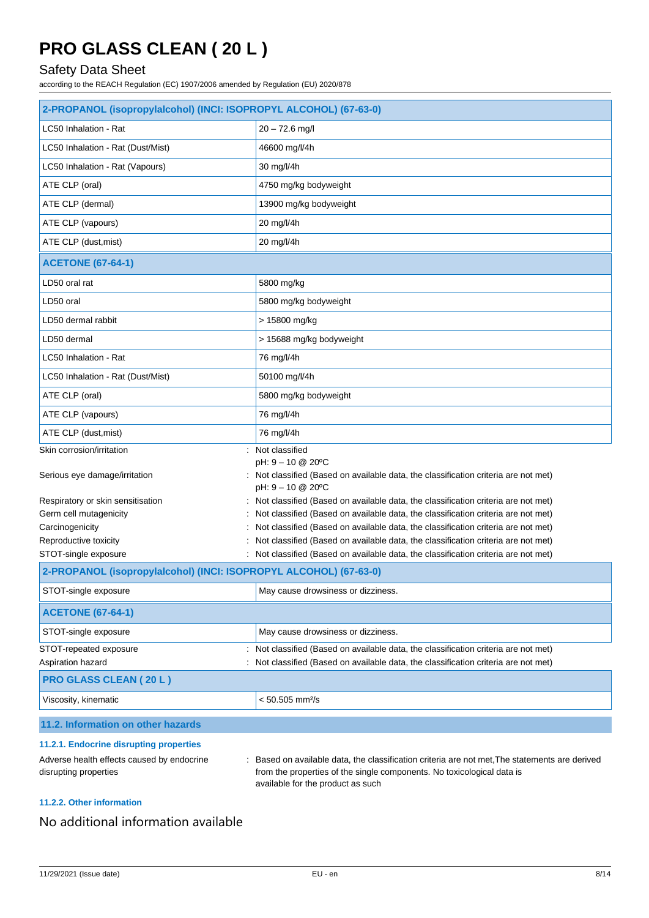| 2-PROPANOL (isopropylalcohol) (INCI: ISOPROPYL ALCOHOL) (67-63-0) | |
|---|---|
| LC50 Inhalation - Rat | 20 – 72.6 mg/l |
| LC50 Inhalation - Rat (Dust/Mist) | 46600 mg/l/4h |
| LC50 Inhalation - Rat (Vapours) | 30 mg/l/4h |
| ATE CLP (oral) | 4750 mg/kg bodyweight |
| ATE CLP (dermal) | 13900 mg/kg bodyweight |
| ATE CLP (vapours) | 20 mg/l/4h |
| ATE CLP (dust,mist) | 20 mg/l/4h |
| **ACETONE (67-64-1)** | |
| LD50 oral rat | 5800 mg/kg |
| LD50 oral | 5800 mg/kg bodyweight |
| LD50 dermal rabbit | > 15800 mg/kg |
| LD50 dermal | > 15688 mg/kg bodyweight |
| LC50 Inhalation - Rat | 76 mg/l/4h |
| LC50 Inhalation - Rat (Dust/Mist) | 50100 mg/l/4h |
| ATE CLP (oral) | 5800 mg/kg bodyweight |
| ATE CLP (vapours) | 76 mg/l/4h |
| ATE CLP (dust,mist) | 76 mg/l/4h |

Skin corrosion/irritation : Not classified
pH: 9 – 10 @ 20ºC

Serious eye damage/irritation : Not classified (Based on available data, the classification criteria are not met)
pH: 9 – 10 @ 20ºC

Respiratory or skin sensitisation : Not classified (Based on available data, the classification criteria are not met)

Germ cell mutagenicity : Not classified (Based on available data, the classification criteria are not met)

Carcinogenicity : Not classified (Based on available data, the classification criteria are not met)

Reproductive toxicity : Not classified (Based on available data, the classification criteria are not met)

STOT-single exposure : Not classified (Based on available data, the classification criteria are not met)

| 2-PROPANOL (isopropylalcohol) (INCI: ISOPROPYL ALCOHOL) (67-63-0) | |
|---|---|
| STOT-single exposure | May cause drowsiness or dizziness. |
| **ACETONE (67-64-1)** | |
| STOT-single exposure | May cause drowsiness or dizziness. |

STOT-repeated exposure : Not classified (Based on available data, the classification criteria are not met)

Aspiration hazard : Not classified (Based on available data, the classification criteria are not met)

| PRO GLASS CLEAN ( 20 L ) | |
|---|---|
| Viscosity, kinematic | < 50.505 mm²/s |

## 11.2. Information on other hazards

### 11.2.1. Endocrine disrupting properties

Adverse health effects caused by endocrine disrupting properties : Based on available data, the classification criteria are not met,The statements are derived from the properties of the single components. No toxicological data is available for the product as such

### 11.2.2. Other information

No additional information available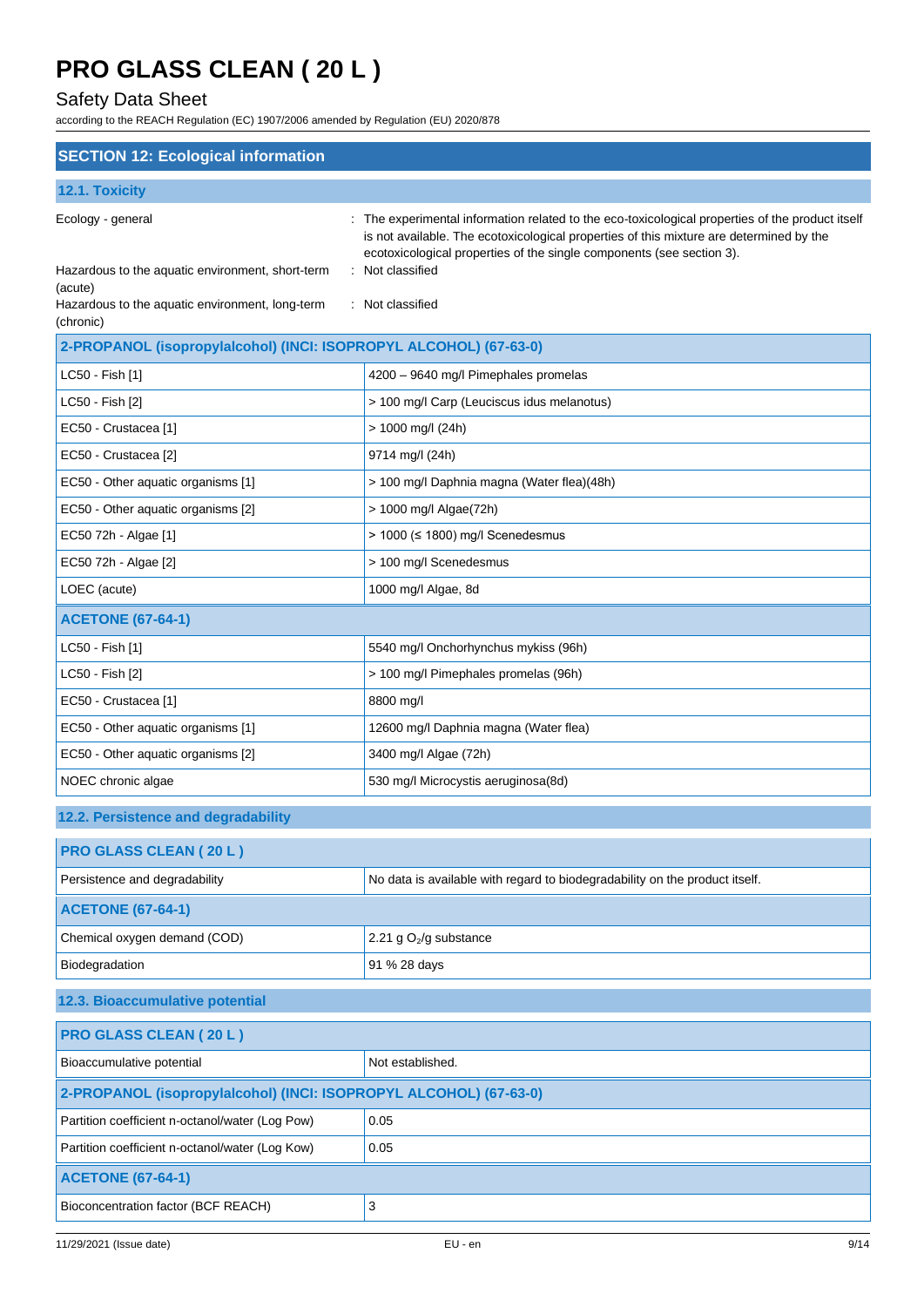## SECTION 12: Ecological information

### 12.1. Toxicity

Ecology - general : The experimental information related to the eco-toxicological properties of the product itself is not available. The ecotoxicological properties of this mixture are determined by the ecotoxicological properties of the single components (see section 3).

Hazardous to the aquatic environment, short-term (acute) : Not classified

Hazardous to the aquatic environment, long-term (chronic) : Not classified

| 2-PROPANOL (isopropylalcohol) (INCI: ISOPROPYL ALCOHOL) (67-63-0) | |
|---|---|
| LC50 - Fish [1] | 4200 – 9640 mg/l Pimephales promelas |
| LC50 - Fish [2] | > 100 mg/l Carp (Leuciscus idus melanotus) |
| EC50 - Crustacea [1] | > 1000 mg/l (24h) |
| EC50 - Crustacea [2] | 9714 mg/l (24h) |
| EC50 - Other aquatic organisms [1] | > 100 mg/l Daphnia magna (Water flea)(48h) |
| EC50 - Other aquatic organisms [2] | > 1000 mg/l Algae(72h) |
| EC50 72h - Algae [1] | > 1000 (≤ 1800) mg/l Scenedesmus |
| EC50 72h - Algae [2] | > 100 mg/l Scenedesmus |
| LOEC (acute) | 1000 mg/l Algae, 8d |
| **ACETONE (67-64-1)** | |
| LC50 - Fish [1] | 5540 mg/l Onchorhynchus mykiss (96h) |
| LC50 - Fish [2] | > 100 mg/l Pimephales promelas (96h) |
| EC50 - Crustacea [1] | 8800 mg/l |
| EC50 - Other aquatic organisms [1] | 12600 mg/l Daphnia magna (Water flea) |
| EC50 - Other aquatic organisms [2] | 3400 mg/l Algae (72h) |
| NOEC chronic algae | 530 mg/l Microcystis aeruginosa(8d) |

### 12.2. Persistence and degradability

| PRO GLASS CLEAN ( 20 L ) | |
|---|---|
| Persistence and degradability | No data is available with regard to biodegradability on the product itself. |
| **ACETONE (67-64-1)** | |
| Chemical oxygen demand (COD) | 2.21 g $O_2$/g substance |
| Biodegradation | 91 % 28 days |

### 12.3. Bioaccumulative potential

| PRO GLASS CLEAN ( 20 L ) | |
|---|---|
| Bioaccumulative potential | Not established. |
| **2-PROPANOL (isopropylalcohol) (INCI: ISOPROPYL ALCOHOL) (67-63-0)** | |
| Partition coefficient n-octanol/water (Log Pow) | 0.05 |
| Partition coefficient n-octanol/water (Log Kow) | 0.05 |
| **ACETONE (67-64-1)** | |
| Bioconcentration factor (BCF REACH) | 3 |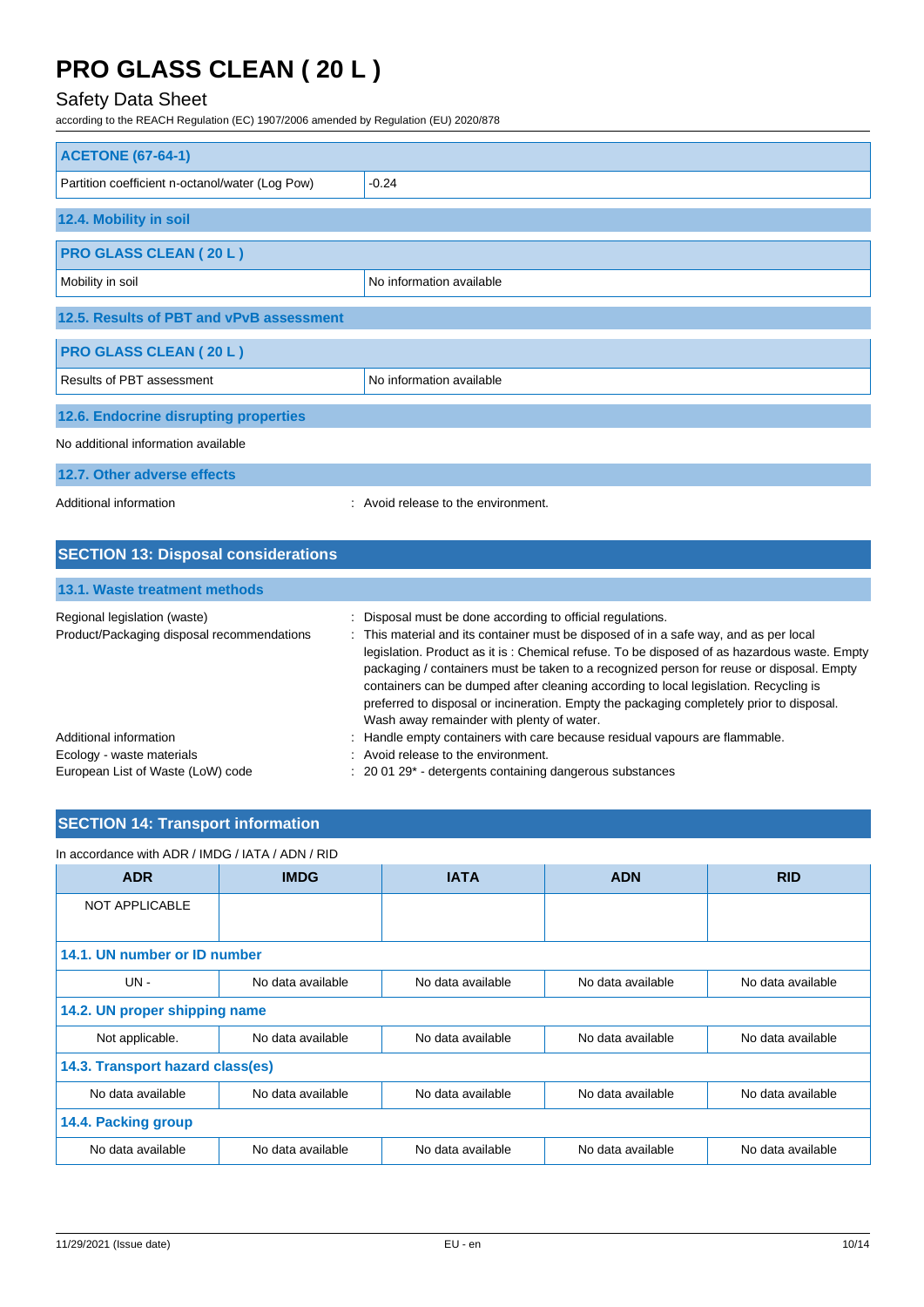| ACETONE (67-64-1) | |
|---|---|
| Partition coefficient n-octanol/water (Log Pow) | -0.24 |

### 12.4. Mobility in soil

| PRO GLASS CLEAN ( 20 L ) | |
|---|---|
| Mobility in soil | No information available |

### 12.5. Results of PBT and vPvB assessment

| PRO GLASS CLEAN ( 20 L ) | |
|---|---|
| Results of PBT assessment | No information available |

### 12.6. Endocrine disrupting properties

No additional information available

### 12.7. Other adverse effects

Additional information : Avoid release to the environment.

## SECTION 13: Disposal considerations

### 13.1. Waste treatment methods

Regional legislation (waste) : Disposal must be done according to official regulations.

Product/Packaging disposal recommendations : This material and its container must be disposed of in a safe way, and as per local legislation. Product as it is : Chemical refuse. To be disposed of as hazardous waste. Empty packaging / containers must be taken to a recognized person for reuse or disposal. Empty containers can be dumped after cleaning according to local legislation. Recycling is preferred to disposal or incineration. Empty the packaging completely prior to disposal. Wash away remainder with plenty of water.

Additional information : Handle empty containers with care because residual vapours are flammable.

Ecology - waste materials : Avoid release to the environment.

European List of Waste (LoW) code : 20 01 29* - detergents containing dangerous substances

## SECTION 14: Transport information

In accordance with ADR / IMDG / IATA / ADN / RID

| ADR | IMDG | IATA | ADN | RID |
|---|---|---|---|---|
| NOT APPLICABLE | | | | |
| **14.1. UN number or ID number** | | | | |
| UN - | No data available | No data available | No data available | No data available |
| **14.2. UN proper shipping name** | | | | |
| Not applicable. | No data available | No data available | No data available | No data available |
| **14.3. Transport hazard class(es)** | | | | |
| No data available | No data available | No data available | No data available | No data available |
| **14.4. Packing group** | | | | |
| No data available | No data available | No data available | No data available | No data available |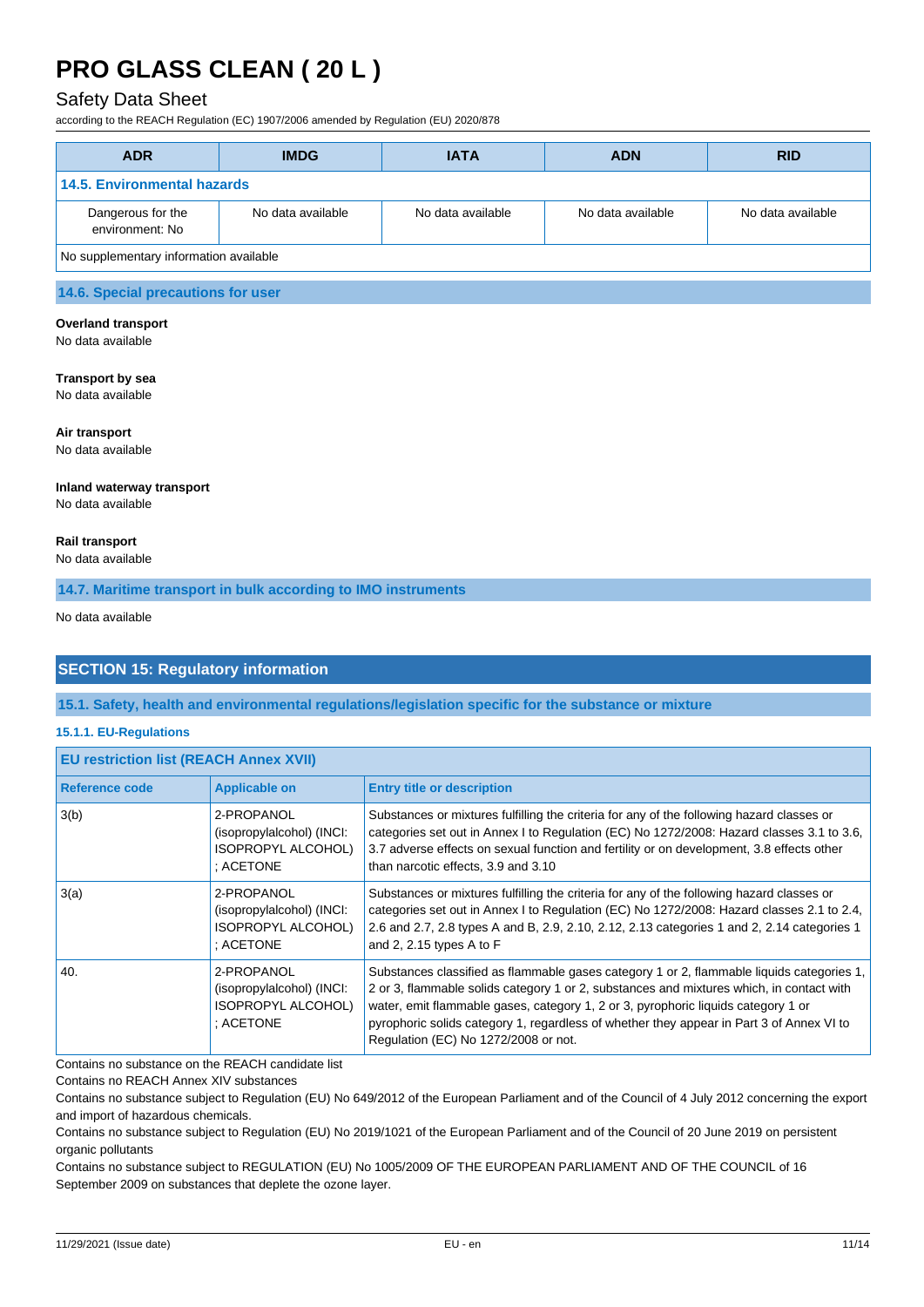| ADR | IMDG | IATA | ADN | RID |
|---|---|---|---|---|
| **14.5. Environmental hazards** | | | | |
| Dangerous for the environment: No | No data available | No data available | No data available | No data available |
| No supplementary information available | | | | |

### 14.6. Special precautions for user

**Overland transport**
No data available

**Transport by sea**
No data available

**Air transport**
No data available

**Inland waterway transport**
No data available

**Rail transport**
No data available

### 14.7. Maritime transport in bulk according to IMO instruments

No data available

## SECTION 15: Regulatory information

### 15.1. Safety, health and environmental regulations/legislation specific for the substance or mixture

#### 15.1.1. EU-Regulations

**EU restriction list (REACH Annex XVII)**

| Reference code | Applicable on | Entry title or description |
|---|---|---|
| 3(b) | 2-PROPANOL (isopropylalcohol) (INCI: ISOPROPYL ALCOHOL) ; ACETONE | Substances or mixtures fulfilling the criteria for any of the following hazard classes or categories set out in Annex I to Regulation (EC) No 1272/2008: Hazard classes 3.1 to 3.6, 3.7 adverse effects on sexual function and fertility or on development, 3.8 effects other than narcotic effects, 3.9 and 3.10 |
| 3(a) | 2-PROPANOL (isopropylalcohol) (INCI: ISOPROPYL ALCOHOL) ; ACETONE | Substances or mixtures fulfilling the criteria for any of the following hazard classes or categories set out in Annex I to Regulation (EC) No 1272/2008: Hazard classes 2.1 to 2.4, 2.6 and 2.7, 2.8 types A and B, 2.9, 2.10, 2.12, 2.13 categories 1 and 2, 2.14 categories 1 and 2, 2.15 types A to F |
| 40. | 2-PROPANOL (isopropylalcohol) (INCI: ISOPROPYL ALCOHOL) ; ACETONE | Substances classified as flammable gases category 1 or 2, flammable liquids categories 1, 2 or 3, flammable solids category 1 or 2, substances and mixtures which, in contact with water, emit flammable gases, category 1, 2 or 3, pyrophoric liquids category 1 or pyrophoric solids category 1, regardless of whether they appear in Part 3 of Annex VI to Regulation (EC) No 1272/2008 or not. |

Contains no substance on the REACH candidate list

Contains no REACH Annex XIV substances

Contains no substance subject to Regulation (EU) No 649/2012 of the European Parliament and of the Council of 4 July 2012 concerning the export and import of hazardous chemicals.

Contains no substance subject to Regulation (EU) No 2019/1021 of the European Parliament and of the Council of 20 June 2019 on persistent organic pollutants

Contains no substance subject to REGULATION (EU) No 1005/2009 OF THE EUROPEAN PARLIAMENT AND OF THE COUNCIL of 16 September 2009 on substances that deplete the ozone layer.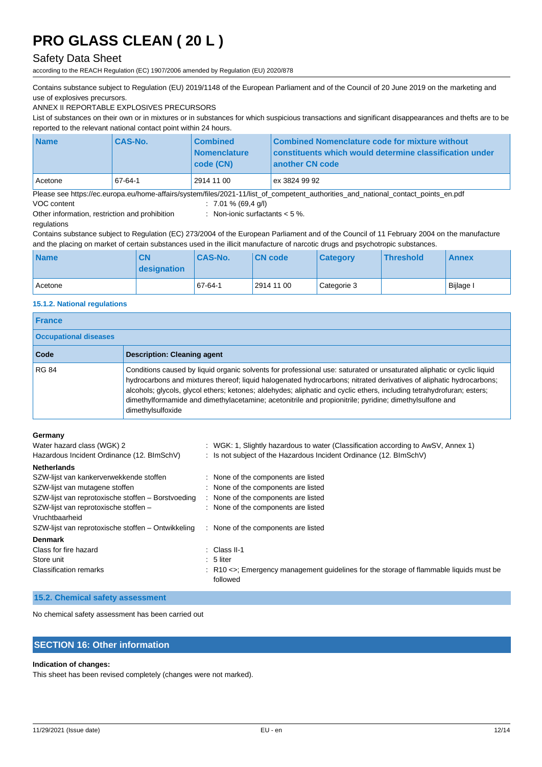Contains substance subject to Regulation (EU) 2019/1148 of the European Parliament and of the Council of 20 June 2019 on the marketing and use of explosives precursors.

ANNEX II REPORTABLE EXPLOSIVES PRECURSORS

List of substances on their own or in mixtures or in substances for which suspicious transactions and significant disappearances and thefts are to be reported to the relevant national contact point within 24 hours.

| Name | CAS-No. | Combined Nomenclature code (CN) | Combined Nomenclature code for mixture without constituents which would determine classification under another CN code |
|---|---|---|---|
| Acetone | 67-64-1 | 2914 11 00 | ex 3824 99 92 |

Please see https://ec.europa.eu/home-affairs/system/files/2021-11/list_of_competent_authorities_and_national_contact_points_en.pdf

VOC content : 7.01 % (69,4 g/l)

Other information, restriction and prohibition regulations : Non-ionic surfactants < 5 %.

Contains substance subject to Regulation (EC) 273/2004 of the European Parliament and of the Council of 11 February 2004 on the manufacture and the placing on market of certain substances used in the illicit manufacture of narcotic drugs and psychotropic substances.

| Name | CN designation | CAS-No. | CN code | Category | Threshold | Annex |
|---|---|---|---|---|---|---|
| Acetone | | 67-64-1 | 2914 11 00 | Categorie 3 | | Bijlage I |

#### 15.1.2. National regulations

| France | |
|---|---|
| **Occupational diseases** | |
| **Code** | **Description: Cleaning agent** |
| RG 84 | Conditions caused by liquid organic solvents for professional use: saturated or unsaturated aliphatic or cyclic liquid hydrocarbons and mixtures thereof; liquid halogenated hydrocarbons; nitrated derivatives of aliphatic hydrocarbons; alcohols; glycols, glycol ethers; ketones; aldehydes; aliphatic and cyclic ethers, including tetrahydrofuran; esters; dimethylformamide and dimethylacetamine; acetonitrile and propionitrile; pyridine; dimethylsulfone and dimethylsulfoxide |

**Germany**

Water hazard class (WGK) 2 : WGK: 1, Slightly hazardous to water (Classification according to AwSV, Annex 1)

Hazardous Incident Ordinance (12. BImSchV) : Is not subject of the Hazardous Incident Ordinance (12. BImSchV)

**Netherlands**

SZW-lijst van kankerverwekkende stoffen : None of the components are listed

SZW-lijst van mutagene stoffen : None of the components are listed

SZW-lijst van reprotoxische stoffen – Borstvoeding : None of the components are listed

SZW-lijst van reprotoxische stoffen – Vruchtbaarheid : None of the components are listed

SZW-lijst van reprotoxische stoffen – Ontwikkeling : None of the components are listed

**Denmark**

Class for fire hazard : Class II-1

Store unit : 5 liter

Classification remarks : R10 <>; Emergency management guidelines for the storage of flammable liquids must be followed

### 15.2. Chemical safety assessment

No chemical safety assessment has been carried out

## SECTION 16: Other information

**Indication of changes:**

This sheet has been revised completely (changes were not marked).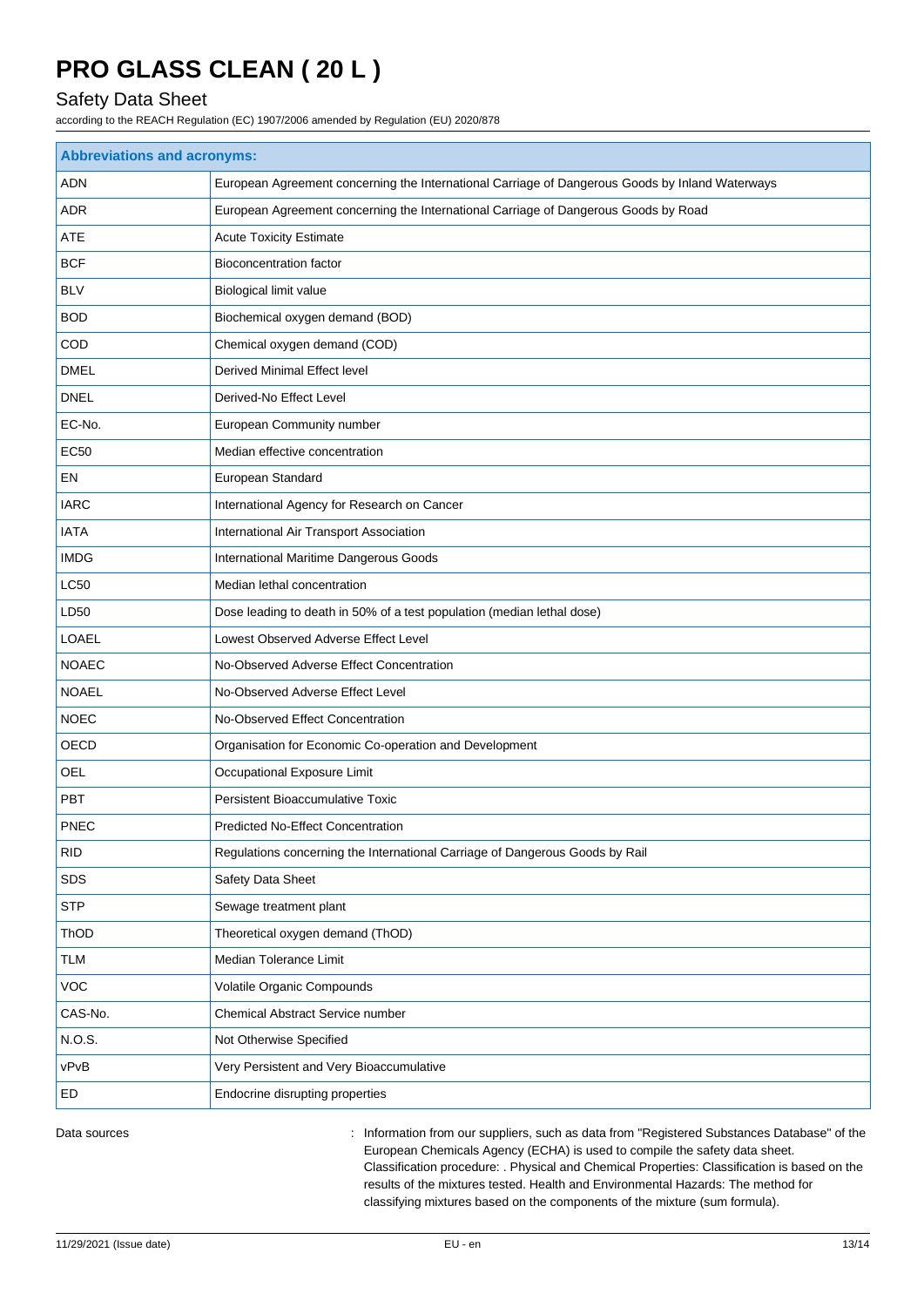| Abbreviations and acronyms: | |
|---|---|
| ADN | European Agreement concerning the International Carriage of Dangerous Goods by Inland Waterways |
| ADR | European Agreement concerning the International Carriage of Dangerous Goods by Road |
| ATE | Acute Toxicity Estimate |
| BCF | Bioconcentration factor |
| BLV | Biological limit value |
| BOD | Biochemical oxygen demand (BOD) |
| COD | Chemical oxygen demand (COD) |
| DMEL | Derived Minimal Effect level |
| DNEL | Derived-No Effect Level |
| EC-No. | European Community number |
| EC50 | Median effective concentration |
| EN | European Standard |
| IARC | International Agency for Research on Cancer |
| IATA | International Air Transport Association |
| IMDG | International Maritime Dangerous Goods |
| LC50 | Median lethal concentration |
| LD50 | Dose leading to death in 50% of a test population (median lethal dose) |
| LOAEL | Lowest Observed Adverse Effect Level |
| NOAEC | No-Observed Adverse Effect Concentration |
| NOAEL | No-Observed Adverse Effect Level |
| NOEC | No-Observed Effect Concentration |
| OECD | Organisation for Economic Co-operation and Development |
| OEL | Occupational Exposure Limit |
| PBT | Persistent Bioaccumulative Toxic |
| PNEC | Predicted No-Effect Concentration |
| RID | Regulations concerning the International Carriage of Dangerous Goods by Rail |
| SDS | Safety Data Sheet |
| STP | Sewage treatment plant |
| ThOD | Theoretical oxygen demand (ThOD) |
| TLM | Median Tolerance Limit |
| VOC | Volatile Organic Compounds |
| CAS-No. | Chemical Abstract Service number |
| N.O.S. | Not Otherwise Specified |
| vPvB | Very Persistent and Very Bioaccumulative |
| ED | Endocrine disrupting properties |

Data sources : Information from our suppliers, such as data from "Registered Substances Database" of the European Chemicals Agency (ECHA) is used to compile the safety data sheet. Classification procedure: . Physical and Chemical Properties: Classification is based on the results of the mixtures tested. Health and Environmental Hazards: The method for classifying mixtures based on the components of the mixture (sum formula).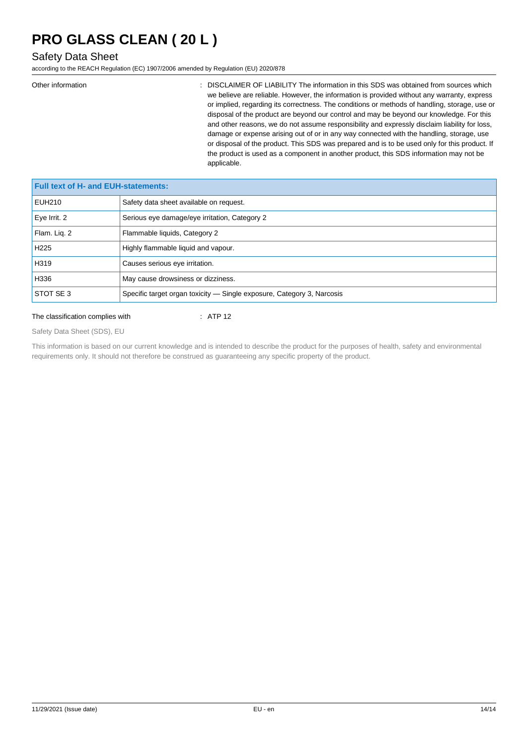Other information : DISCLAIMER OF LIABILITY The information in this SDS was obtained from sources which we believe are reliable. However, the information is provided without any warranty, express or implied, regarding its correctness. The conditions or methods of handling, storage, use or disposal of the product are beyond our control and may be beyond our knowledge. For this and other reasons, we do not assume responsibility and expressly disclaim liability for loss, damage or expense arising out of or in any way connected with the handling, storage, use or disposal of the product. This SDS was prepared and is to be used only for this product. If the product is used as a component in another product, this SDS information may not be applicable.

| Full text of H- and EUH-statements: | |
|---|---|
| EUH210 | Safety data sheet available on request. |
| Eye Irrit. 2 | Serious eye damage/eye irritation, Category 2 |
| Flam. Liq. 2 | Flammable liquids, Category 2 |
| H225 | Highly flammable liquid and vapour. |
| H319 | Causes serious eye irritation. |
| H336 | May cause drowsiness or dizziness. |
| STOT SE 3 | Specific target organ toxicity — Single exposure, Category 3, Narcosis |

The classification complies with : ATP 12

Safety Data Sheet (SDS), EU

This information is based on our current knowledge and is intended to describe the product for the purposes of health, safety and environmental requirements only. It should not therefore be construed as guaranteeing any specific property of the product.